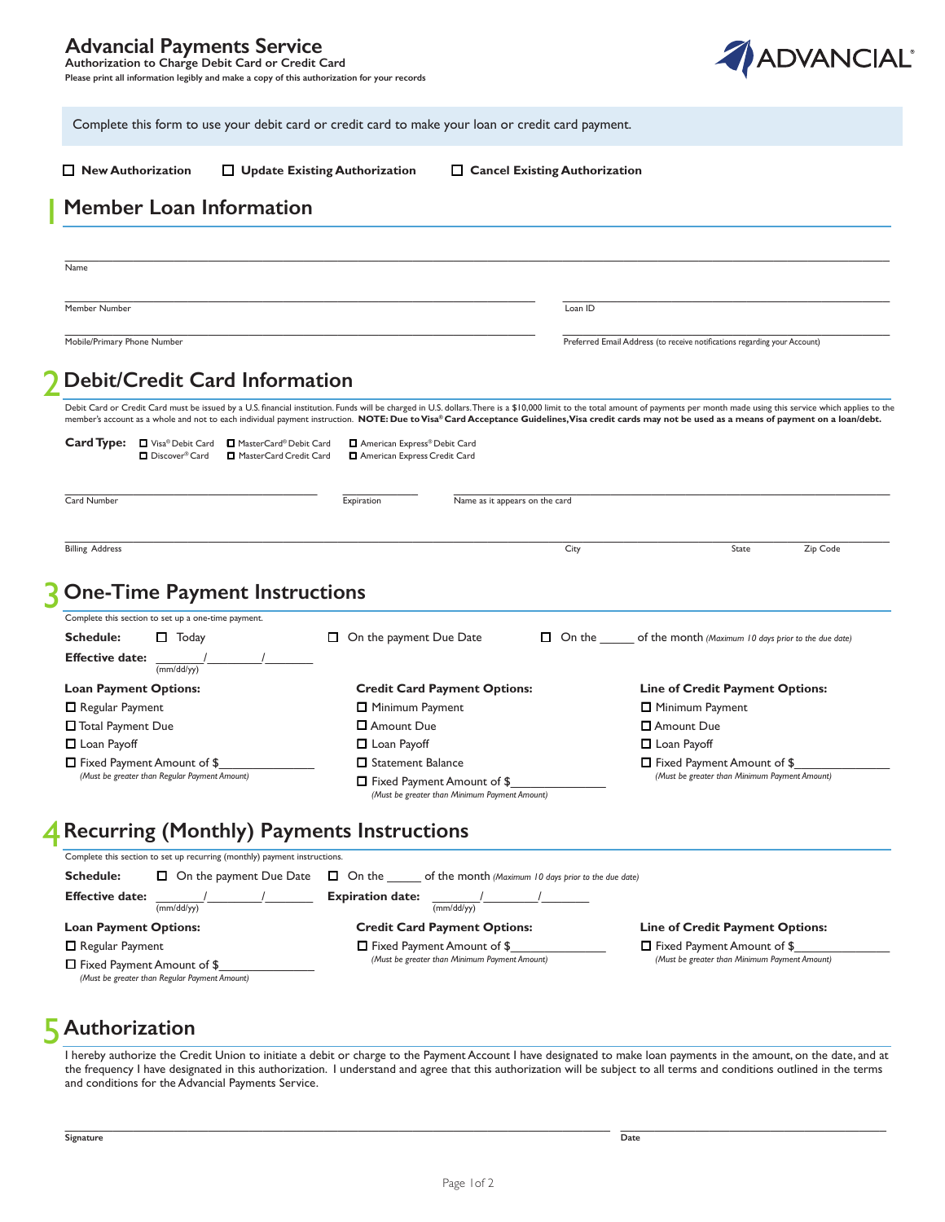# Advancial Payments Service

**Authorization to Charge Debit Card or Credit Card**

**Please print all information legibly and make a copy of this authorization for your records**

ADVANCIAL®

Complete this form to use your debit card or credit card to make your loan or credit card payment.

☐ **New Authorization** ☐ **Update Existing Authorization** ☐ **Cancel Existing Authorization**

## 1 Member Loan Information

Name ____________________

Member Number ____________________ Loan ID ____________________

Mobile/Primary Phone Number ____________________ Preferred Email Address (to receive notifications regarding your Account) ____________________

## 2 Debit/Credit Card Information

Debit Card or Credit Card must be issued by a U.S. financial institution. Funds will be charged in U.S. dollars. There is a $10,000 limit to the total amount of payments per month made using this service which applies to the member's account as a whole and not to each individual payment instruction. **NOTE: Due to Visa® Card Acceptance Guidelines, Visa credit cards may not be used as a means of payment on a loan/debt.**

**Card Type:** ☐ Visa® Debit Card ☐ MasterCard® Debit Card ☐ American Express® Debit Card ☐ Discover® Card ☐ MasterCard Credit Card ☐ American Express Credit Card

Card Number ____________________ Expiration __________ Name as it appears on the card ____________________

Billing Address ____________________ City __________ State __________ Zip Code __________

## 3 One-Time Payment Instructions

Complete this section to set up a one-time payment.

**Schedule:** ☐ Today ☐ On the payment Due Date ☐ On the ______ of the month *(Maximum 10 days prior to the due date)*

**Effective date:** ______/______/______ (mm/dd/yy)

**Loan Payment Options:**

- ☐ Regular Payment
- ☐ Total Payment Due
- ☐ Loan Payoff
- ☐ Fixed Payment Amount of $__________ *(Must be greater than Regular Payment Amount)*

**Credit Card Payment Options:**

- ☐ Minimum Payment
- ☐ Amount Due
- ☐ Loan Payoff
- ☐ Statement Balance
- ☐ Fixed Payment Amount of $__________ *(Must be greater than Minimum Payment Amount)*

**Line of Credit Payment Options:**

- ☐ Minimum Payment
- ☐ Amount Due
- ☐ Loan Payoff
- ☐ Fixed Payment Amount of $__________ *(Must be greater than Minimum Payment Amount)*

## 4 Recurring (Monthly) Payments Instructions

Complete this section to set up recurring (monthly) payment instructions.

**Schedule:** ☐ On the payment Due Date ☐ On the ______ of the month *(Maximum 10 days prior to the due date)*

**Effective date:** ______/______/______ (mm/dd/yy) **Expiration date:** ______/______/______ (mm/dd/yy)

**Loan Payment Options:**

- ☐ Regular Payment
- ☐ Fixed Payment Amount of $__________ *(Must be greater than Regular Payment Amount)*

**Credit Card Payment Options:**

- ☐ Fixed Payment Amount of $__________ *(Must be greater than Minimum Payment Amount)*

**Line of Credit Payment Options:**

- ☐ Fixed Payment Amount of $__________ *(Must be greater than Minimum Payment Amount)*

## 5 Authorization

I hereby authorize the Credit Union to initiate a debit or charge to the Payment Account I have designated to make loan payments in the amount, on the date, and at the frequency I have designated in this authorization. I understand and agree that this authorization will be subject to all terms and conditions outlined in the terms and conditions for the Advancial Payments Service.

**Signature** ____________________ **Date** ____________________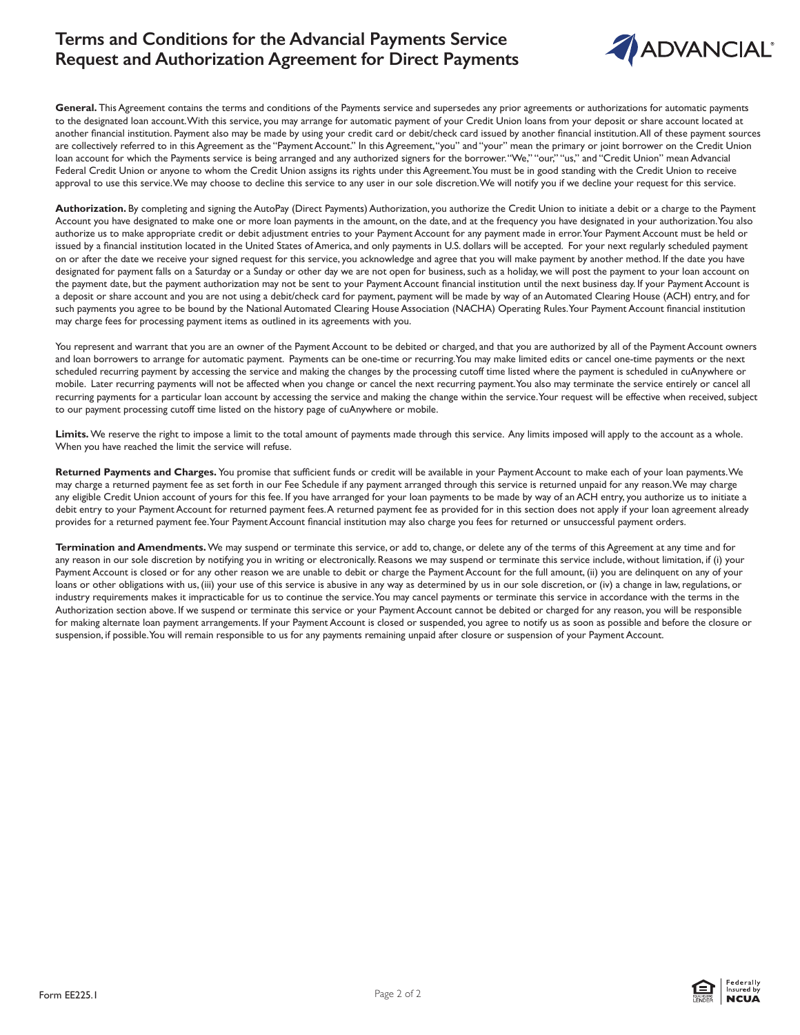# Terms and Conditions for the Advancial Payments Service Request and Authorization Agreement for Direct Payments

**General.** This Agreement contains the terms and conditions of the Payments service and supersedes any prior agreements or authorizations for automatic payments to the designated loan account. With this service, you may arrange for automatic payment of your Credit Union loans from your deposit or share account located at another financial institution. Payment also may be made by using your credit card or debit/check card issued by another financial institution. All of these payment sources are collectively referred to in this Agreement as the "Payment Account." In this Agreement, "you" and "your" mean the primary or joint borrower on the Credit Union loan account for which the Payments service is being arranged and any authorized signers for the borrower. "We," "our," "us," and "Credit Union" mean Advancial Federal Credit Union or anyone to whom the Credit Union assigns its rights under this Agreement. You must be in good standing with the Credit Union to receive approval to use this service. We may choose to decline this service to any user in our sole discretion. We will notify you if we decline your request for this service.

**Authorization.** By completing and signing the AutoPay (Direct Payments) Authorization, you authorize the Credit Union to initiate a debit or a charge to the Payment Account you have designated to make one or more loan payments in the amount, on the date, and at the frequency you have designated in your authorization. You also authorize us to make appropriate credit or debit adjustment entries to your Payment Account for any payment made in error. Your Payment Account must be held or issued by a financial institution located in the United States of America, and only payments in U.S. dollars will be accepted. For your next regularly scheduled payment on or after the date we receive your signed request for this service, you acknowledge and agree that you will make payment by another method. If the date you have designated for payment falls on a Saturday or a Sunday or other day we are not open for business, such as a holiday, we will post the payment to your loan account on the payment date, but the payment authorization may not be sent to your Payment Account financial institution until the next business day. If your Payment Account is a deposit or share account and you are not using a debit/check card for payment, payment will be made by way of an Automated Clearing House (ACH) entry, and for such payments you agree to be bound by the National Automated Clearing House Association (NACHA) Operating Rules. Your Payment Account financial institution may charge fees for processing payment items as outlined in its agreements with you.

You represent and warrant that you are an owner of the Payment Account to be debited or charged, and that you are authorized by all of the Payment Account owners and loan borrowers to arrange for automatic payment. Payments can be one-time or recurring. You may make limited edits or cancel one-time payments or the next scheduled recurring payment by accessing the service and making the changes by the processing cutoff time listed where the payment is scheduled in cuAnywhere or mobile. Later recurring payments will not be affected when you change or cancel the next recurring payment. You also may terminate the service entirely or cancel all recurring payments for a particular loan account by accessing the service and making the change within the service. Your request will be effective when received, subject to our payment processing cutoff time listed on the history page of cuAnywhere or mobile.

**Limits.** We reserve the right to impose a limit to the total amount of payments made through this service. Any limits imposed will apply to the account as a whole. When you have reached the limit the service will refuse.

**Returned Payments and Charges.** You promise that sufficient funds or credit will be available in your Payment Account to make each of your loan payments. We may charge a returned payment fee as set forth in our Fee Schedule if any payment arranged through this service is returned unpaid for any reason. We may charge any eligible Credit Union account of yours for this fee. If you have arranged for your loan payments to be made by way of an ACH entry, you authorize us to initiate a debit entry to your Payment Account for returned payment fees. A returned payment fee as provided for in this section does not apply if your loan agreement already provides for a returned payment fee. Your Payment Account financial institution may also charge you fees for returned or unsuccessful payment orders.

**Termination and Amendments.** We may suspend or terminate this service, or add to, change, or delete any of the terms of this Agreement at any time and for any reason in our sole discretion by notifying you in writing or electronically. Reasons we may suspend or terminate this service include, without limitation, if (i) your Payment Account is closed or for any other reason we are unable to debit or charge the Payment Account for the full amount, (ii) you are delinquent on any of your loans or other obligations with us, (iii) your use of this service is abusive in any way as determined by us in our sole discretion, or (iv) a change in law, regulations, or industry requirements makes it impracticable for us to continue the service. You may cancel payments or terminate this service in accordance with the terms in the Authorization section above. If we suspend or terminate this service or your Payment Account cannot be debited or charged for any reason, you will be responsible for making alternate loan payment arrangements. If your Payment Account is closed or suspended, you agree to notify us as soon as possible and before the closure or suspension, if possible. You will remain responsible to us for any payments remaining unpaid after closure or suspension of your Payment Account.

Form EE225.1

Federally Insured by NCUA